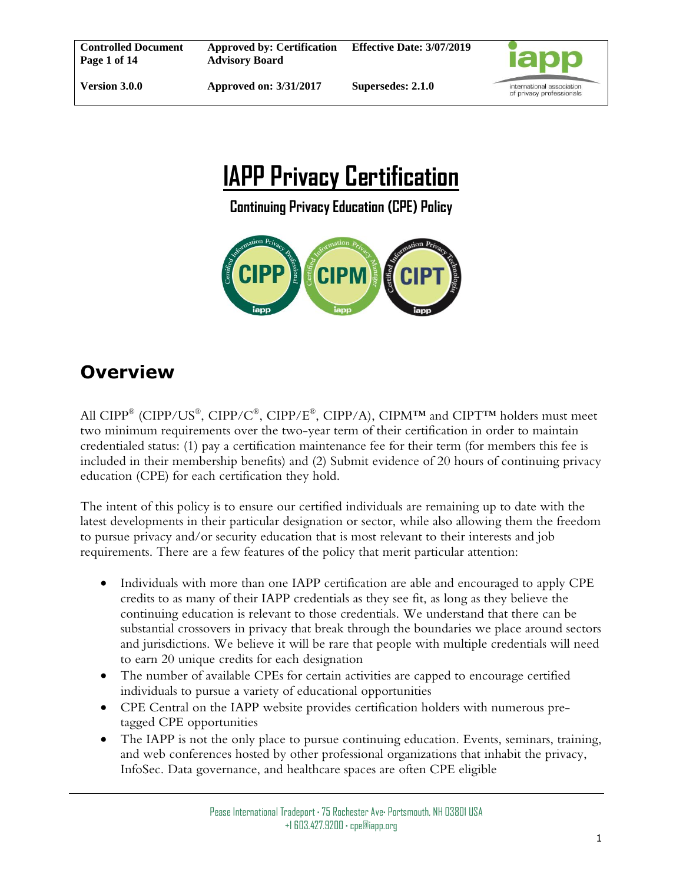| Controlled Document Page 1 of 14 | Approved by: Certification Advisory Board | Effective Date: 3/07/2019 |
|---|---|---|
| Version 3.0.0 | Approved on: 3/31/2017 | Supersedes: 2.1.0 |

# IAPP Privacy Certification

**Continuing Privacy Education (CPE) Policy**

## Overview

All CIPP® (CIPP/US®, CIPP/C®, CIPP/E®, CIPP/A), CIPM™ and CIPT™ holders must meet two minimum requirements over the two-year term of their certification in order to maintain credentialed status: (1) pay a certification maintenance fee for their term (for members this fee is included in their membership benefits) and (2) Submit evidence of 20 hours of continuing privacy education (CPE) for each certification they hold.

The intent of this policy is to ensure our certified individuals are remaining up to date with the latest developments in their particular designation or sector, while also allowing them the freedom to pursue privacy and/or security education that is most relevant to their interests and job requirements. There are a few features of the policy that merit particular attention:

- Individuals with more than one IAPP certification are able and encouraged to apply CPE credits to as many of their IAPP credentials as they see fit, as long as they believe the continuing education is relevant to those credentials. We understand that there can be substantial crossovers in privacy that break through the boundaries we place around sectors and jurisdictions. We believe it will be rare that people with multiple credentials will need to earn 20 unique credits for each designation
- The number of available CPEs for certain activities are capped to encourage certified individuals to pursue a variety of educational opportunities
- CPE Central on the IAPP website provides certification holders with numerous pre-tagged CPE opportunities
- The IAPP is not the only place to pursue continuing education. Events, seminars, training, and web conferences hosted by other professional organizations that inhabit the privacy, InfoSec. Data governance, and healthcare spaces are often CPE eligible

Pease International Tradeport • 75 Rochester Ave• Portsmouth, NH 03801 USA
+1 603.427.9200 • cpe@iapp.org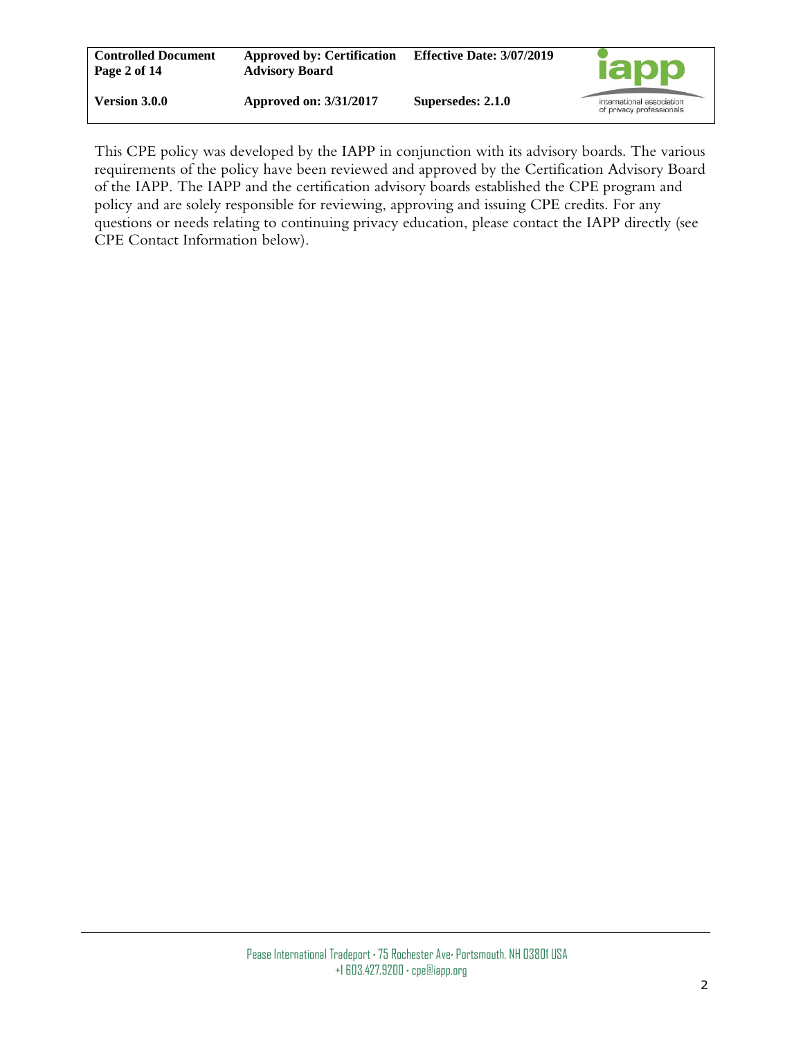This CPE policy was developed by the IAPP in conjunction with its advisory boards. The various requirements of the policy have been reviewed and approved by the Certification Advisory Board of the IAPP. The IAPP and the certification advisory boards established the CPE program and policy and are solely responsible for reviewing, approving and issuing CPE credits. For any questions or needs relating to continuing privacy education, please contact the IAPP directly (see CPE Contact Information below).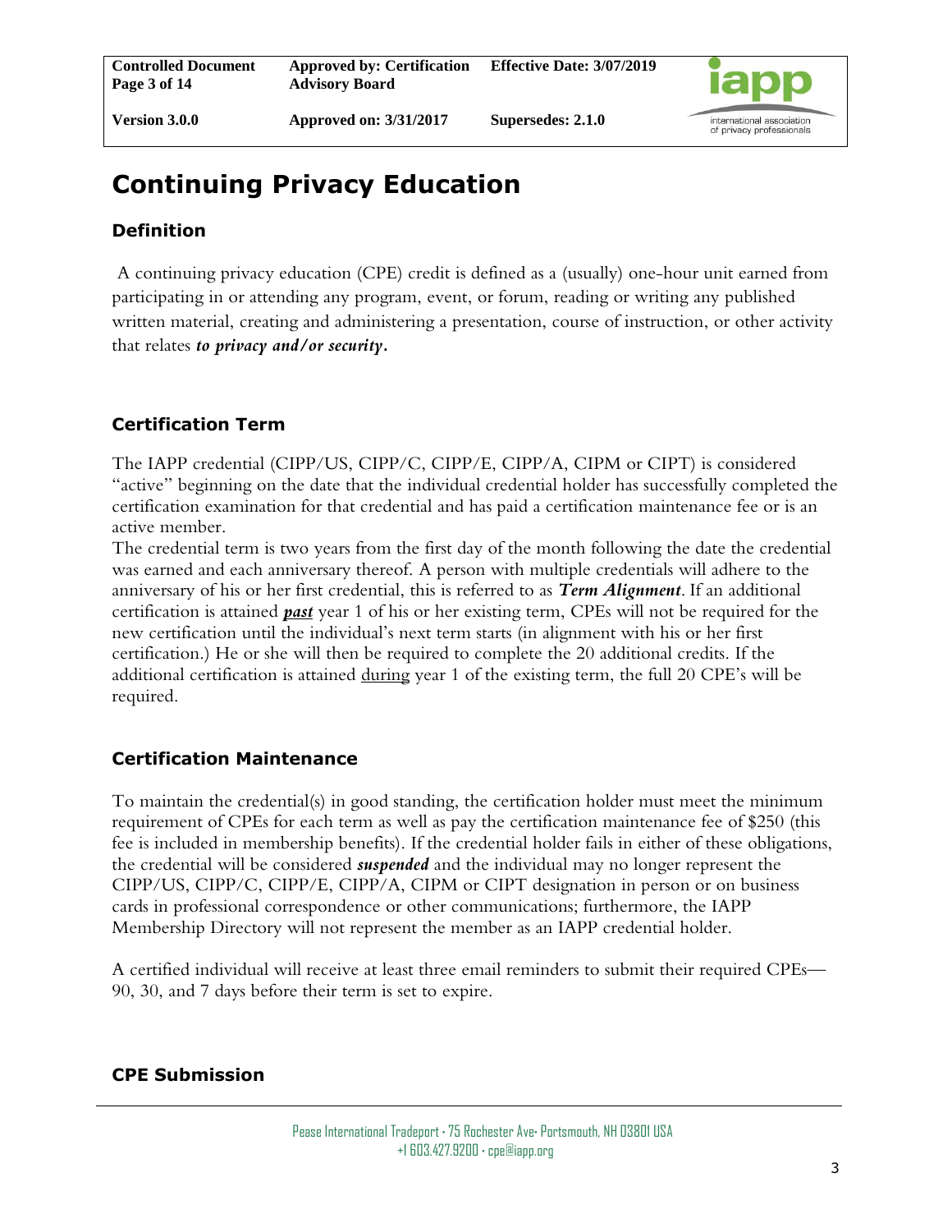# Continuing Privacy Education

## Definition

A continuing privacy education (CPE) credit is defined as a (usually) one-hour unit earned from participating in or attending any program, event, or forum, reading or writing any published written material, creating and administering a presentation, course of instruction, or other activity that relates ***to privacy and/or security.***

## Certification Term

The IAPP credential (CIPP/US, CIPP/C, CIPP/E, CIPP/A, CIPM or CIPT) is considered "active" beginning on the date that the individual credential holder has successfully completed the certification examination for that credential and has paid a certification maintenance fee or is an active member.

The credential term is two years from the first day of the month following the date the credential was earned and each anniversary thereof. A person with multiple credentials will adhere to the anniversary of his or her first credential, this is referred to as ***Term Alignment***. If an additional certification is attained ***past*** year 1 of his or her existing term, CPEs will not be required for the new certification until the individual's next term starts (in alignment with his or her first certification.) He or she will then be required to complete the 20 additional credits. If the additional certification is attained during year 1 of the existing term, the full 20 CPE's will be required.

## Certification Maintenance

To maintain the credential(s) in good standing, the certification holder must meet the minimum requirement of CPEs for each term as well as pay the certification maintenance fee of $250 (this fee is included in membership benefits). If the credential holder fails in either of these obligations, the credential will be considered ***suspended*** and the individual may no longer represent the CIPP/US, CIPP/C, CIPP/E, CIPP/A, CIPM or CIPT designation in person or on business cards in professional correspondence or other communications; furthermore, the IAPP Membership Directory will not represent the member as an IAPP credential holder.

A certified individual will receive at least three email reminders to submit their required CPEs—90, 30, and 7 days before their term is set to expire.

## CPE Submission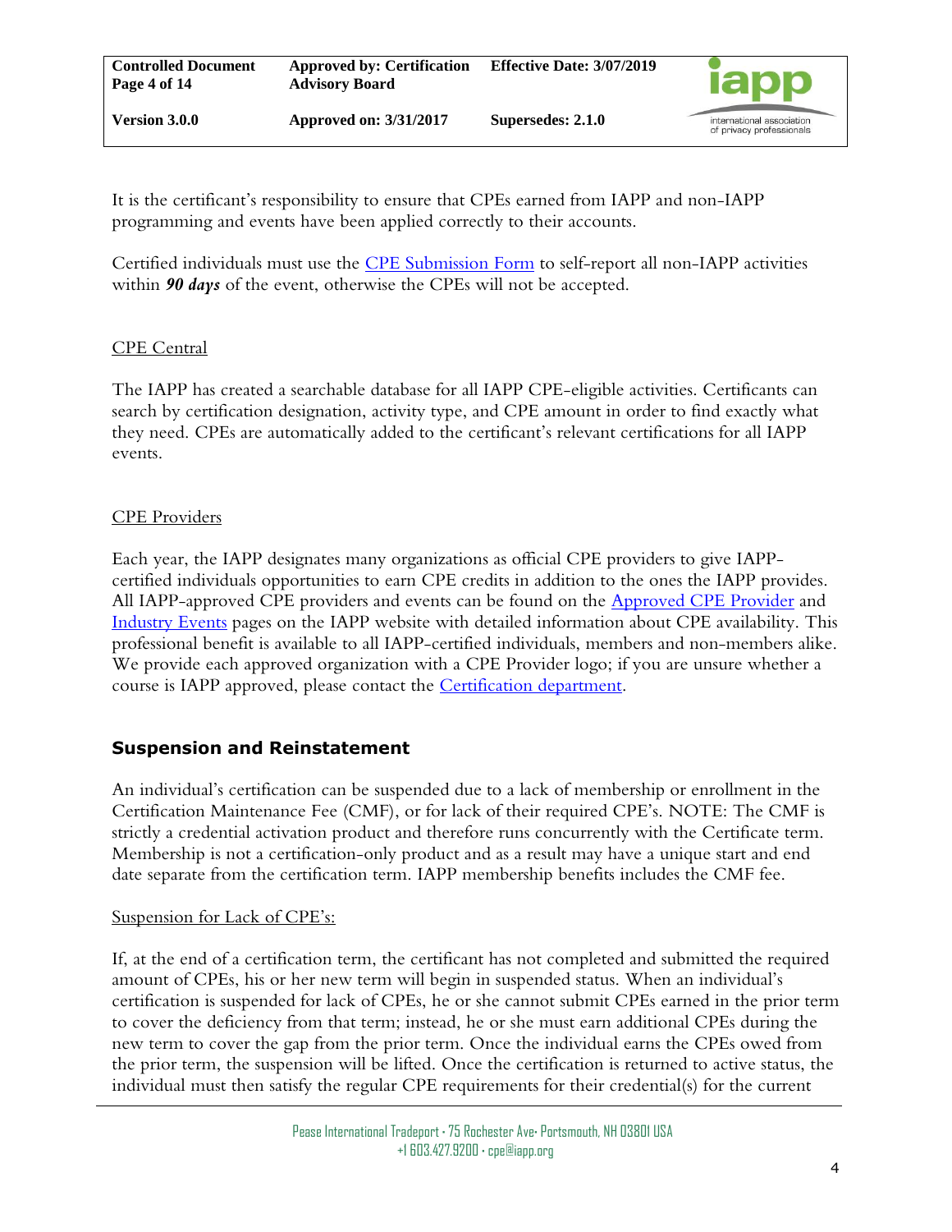It is the certificant's responsibility to ensure that CPEs earned from IAPP and non-IAPP programming and events have been applied correctly to their accounts.

Certified individuals must use the CPE Submission Form to self-report all non-IAPP activities within ***90 days*** of the event, otherwise the CPEs will not be accepted.

CPE Central

The IAPP has created a searchable database for all IAPP CPE-eligible activities. Certificants can search by certification designation, activity type, and CPE amount in order to find exactly what they need. CPEs are automatically added to the certificant's relevant certifications for all IAPP events.

CPE Providers

Each year, the IAPP designates many organizations as official CPE providers to give IAPP-certified individuals opportunities to earn CPE credits in addition to the ones the IAPP provides. All IAPP-approved CPE providers and events can be found on the Approved CPE Provider and Industry Events pages on the IAPP website with detailed information about CPE availability. This professional benefit is available to all IAPP-certified individuals, members and non-members alike. We provide each approved organization with a CPE Provider logo; if you are unsure whether a course is IAPP approved, please contact the Certification department.

## Suspension and Reinstatement

An individual's certification can be suspended due to a lack of membership or enrollment in the Certification Maintenance Fee (CMF), or for lack of their required CPE's. NOTE: The CMF is strictly a credential activation product and therefore runs concurrently with the Certificate term. Membership is not a certification-only product and as a result may have a unique start and end date separate from the certification term. IAPP membership benefits includes the CMF fee.

Suspension for Lack of CPE's:

If, at the end of a certification term, the certificant has not completed and submitted the required amount of CPEs, his or her new term will begin in suspended status. When an individual's certification is suspended for lack of CPEs, he or she cannot submit CPEs earned in the prior term to cover the deficiency from that term; instead, he or she must earn additional CPEs during the new term to cover the gap from the prior term. Once the individual earns the CPEs owed from the prior term, the suspension will be lifted. Once the certification is returned to active status, the individual must then satisfy the regular CPE requirements for their credential(s) for the current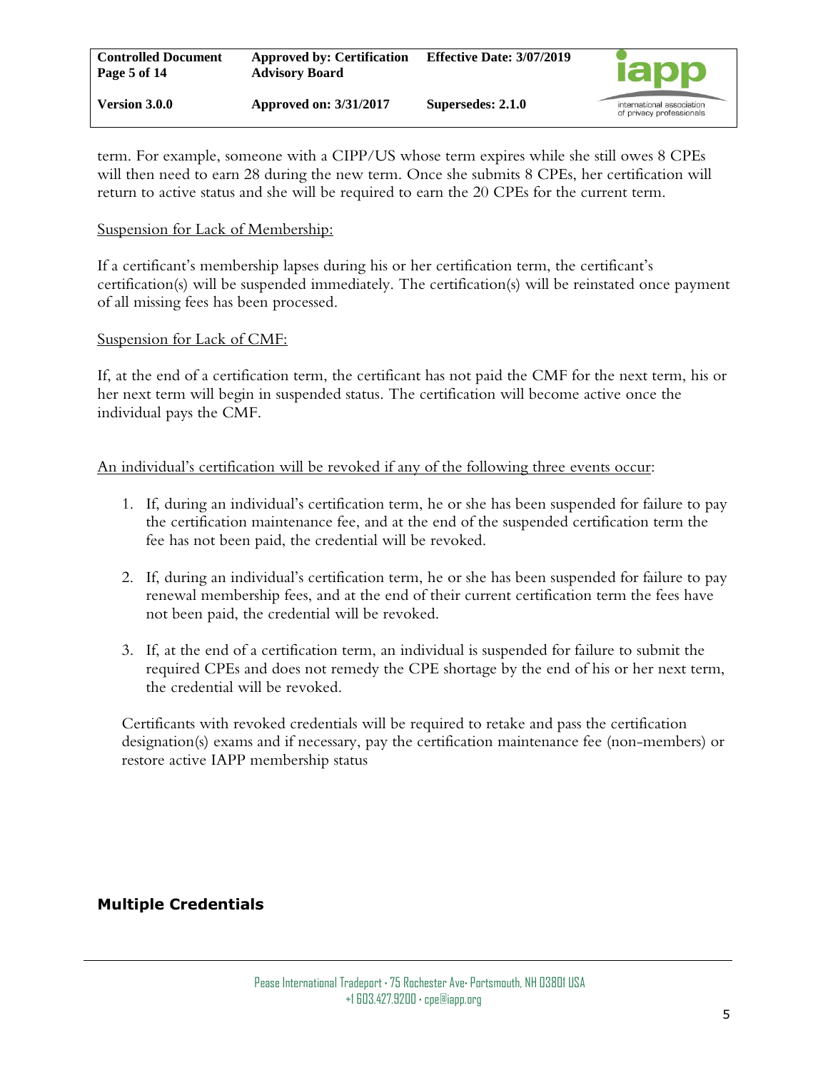term. For example, someone with a CIPP/US whose term expires while she still owes 8 CPEs will then need to earn 28 during the new term. Once she submits 8 CPEs, her certification will return to active status and she will be required to earn the 20 CPEs for the current term.

Suspension for Lack of Membership:

If a certificant's membership lapses during his or her certification term, the certificant's certification(s) will be suspended immediately. The certification(s) will be reinstated once payment of all missing fees has been processed.

Suspension for Lack of CMF:

If, at the end of a certification term, the certificant has not paid the CMF for the next term, his or her next term will begin in suspended status. The certification will become active once the individual pays the CMF.

An individual's certification will be revoked if any of the following three events occur:

1. If, during an individual's certification term, he or she has been suspended for failure to pay the certification maintenance fee, and at the end of the suspended certification term the fee has not been paid, the credential will be revoked.

2. If, during an individual's certification term, he or she has been suspended for failure to pay renewal membership fees, and at the end of their current certification term the fees have not been paid, the credential will be revoked.

3. If, at the end of a certification term, an individual is suspended for failure to submit the required CPEs and does not remedy the CPE shortage by the end of his or her next term, the credential will be revoked.

Certificants with revoked credentials will be required to retake and pass the certification designation(s) exams and if necessary, pay the certification maintenance fee (non-members) or restore active IAPP membership status

## Multiple Credentials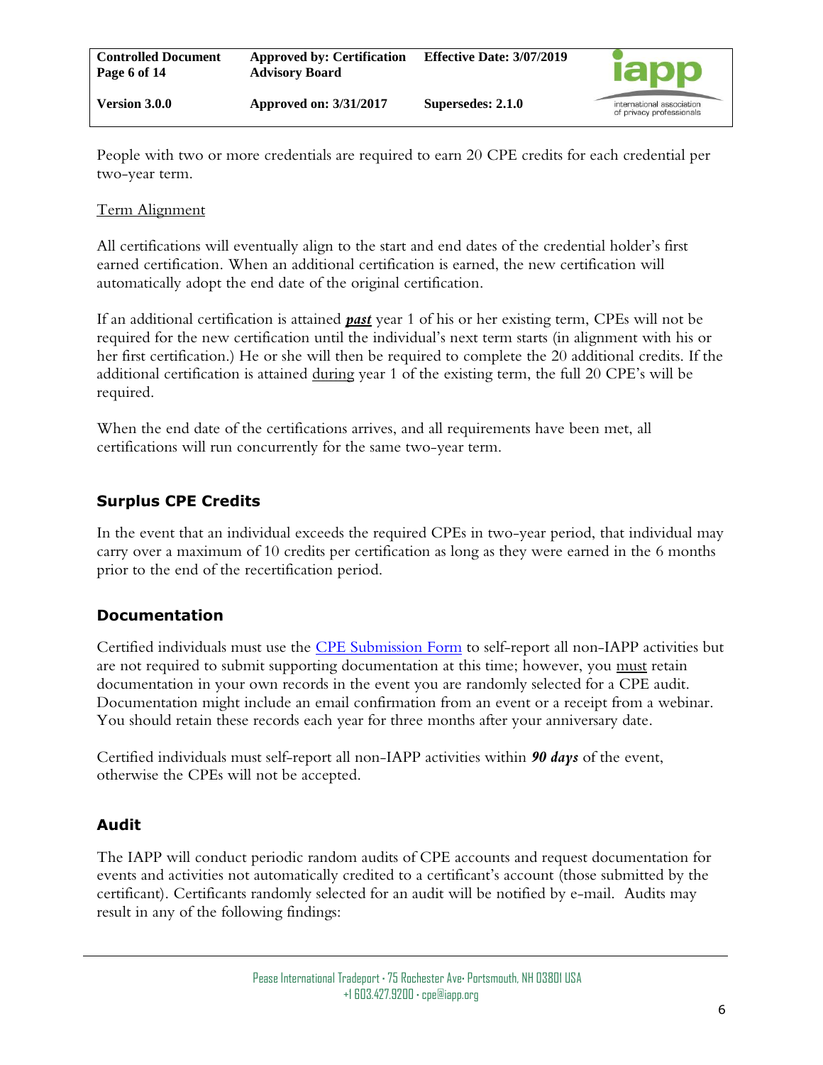People with two or more credentials are required to earn 20 CPE credits for each credential per two-year term.

Term Alignment

All certifications will eventually align to the start and end dates of the credential holder's first earned certification. When an additional certification is earned, the new certification will automatically adopt the end date of the original certification.

If an additional certification is attained ***past*** year 1 of his or her existing term, CPEs will not be required for the new certification until the individual's next term starts (in alignment with his or her first certification.) He or she will then be required to complete the 20 additional credits. If the additional certification is attained during year 1 of the existing term, the full 20 CPE's will be required.

When the end date of the certifications arrives, and all requirements have been met, all certifications will run concurrently for the same two-year term.

## Surplus CPE Credits

In the event that an individual exceeds the required CPEs in two-year period, that individual may carry over a maximum of 10 credits per certification as long as they were earned in the 6 months prior to the end of the recertification period.

## Documentation

Certified individuals must use the [CPE Submission Form] to self-report all non-IAPP activities but are not required to submit supporting documentation at this time; however, you must retain documentation in your own records in the event you are randomly selected for a CPE audit. Documentation might include an email confirmation from an event or a receipt from a webinar. You should retain these records each year for three months after your anniversary date.

Certified individuals must self-report all non-IAPP activities within ***90 days*** of the event, otherwise the CPEs will not be accepted.

## Audit

The IAPP will conduct periodic random audits of CPE accounts and request documentation for events and activities not automatically credited to a certificant's account (those submitted by the certificant). Certificants randomly selected for an audit will be notified by e-mail. Audits may result in any of the following findings: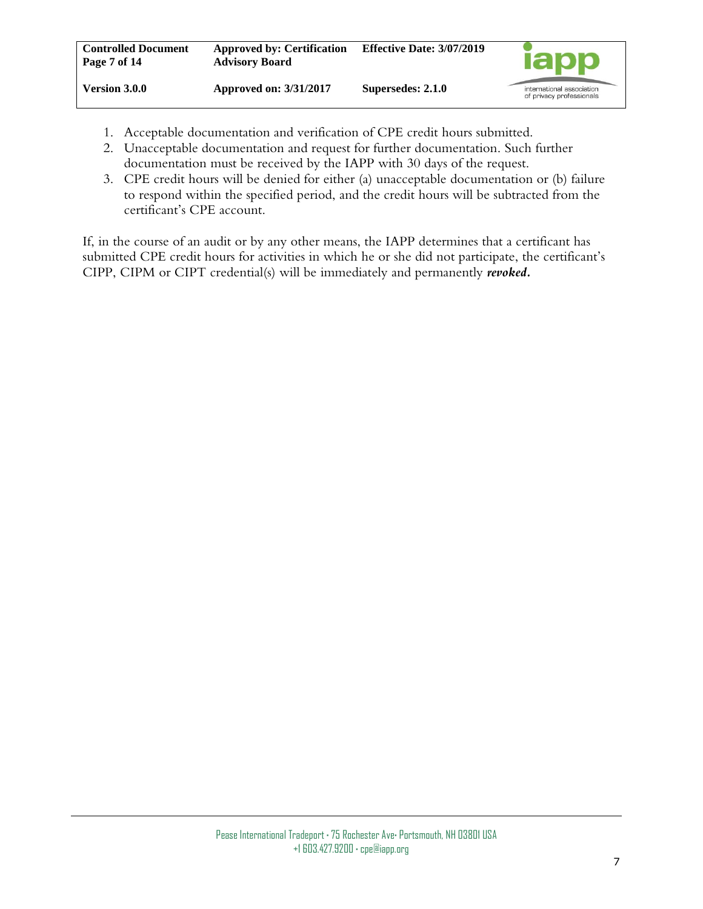1. Acceptable documentation and verification of CPE credit hours submitted.
2. Unacceptable documentation and request for further documentation. Such further documentation must be received by the IAPP with 30 days of the request.
3. CPE credit hours will be denied for either (a) unacceptable documentation or (b) failure to respond within the specified period, and the credit hours will be subtracted from the certificant's CPE account.

If, in the course of an audit or by any other means, the IAPP determines that a certificant has submitted CPE credit hours for activities in which he or she did not participate, the certificant's CIPP, CIPM or CIPT credential(s) will be immediately and permanently ***revoked*.**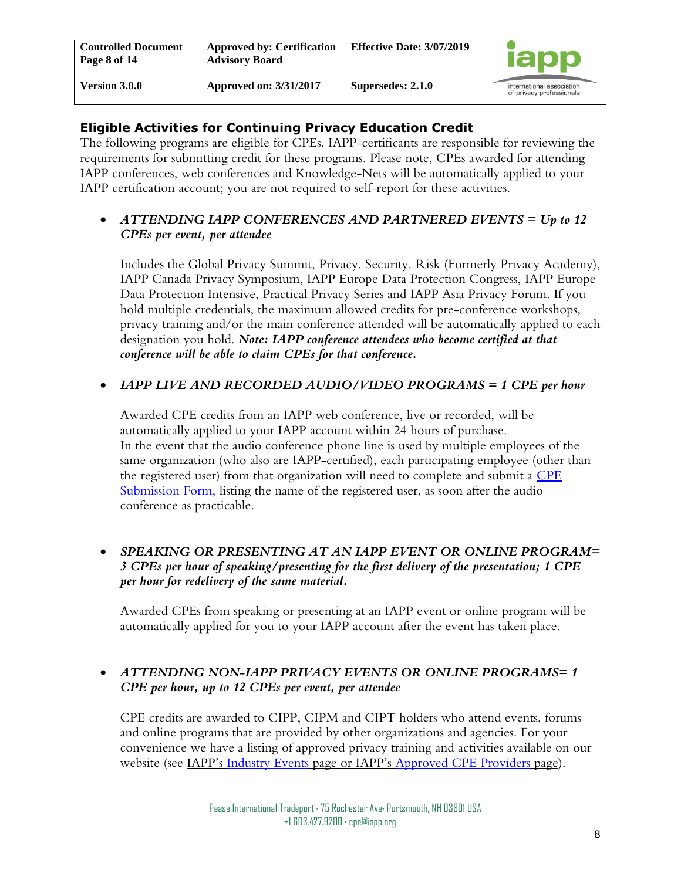## Eligible Activities for Continuing Privacy Education Credit

The following programs are eligible for CPEs. IAPP-certificants are responsible for reviewing the requirements for submitting credit for these programs. Please note, CPEs awarded for attending IAPP conferences, web conferences and Knowledge-Nets will be automatically applied to your IAPP certification account; you are not required to self-report for these activities.

- ***ATTENDING IAPP CONFERENCES AND PARTNERED EVENTS = Up to 12 CPEs per event, per attendee***

  Includes the Global Privacy Summit, Privacy. Security. Risk (Formerly Privacy Academy), IAPP Canada Privacy Symposium, IAPP Europe Data Protection Congress, IAPP Europe Data Protection Intensive, Practical Privacy Series and IAPP Asia Privacy Forum. If you hold multiple credentials, the maximum allowed credits for pre-conference workshops, privacy training and/or the main conference attended will be automatically applied to each designation you hold. ***Note: IAPP conference attendees who become certified at that conference will be able to claim CPEs for that conference.***

- ***IAPP LIVE AND RECORDED AUDIO/VIDEO PROGRAMS = 1 CPE per hour***

  Awarded CPE credits from an IAPP web conference, live or recorded, will be automatically applied to your IAPP account within 24 hours of purchase.
  In the event that the audio conference phone line is used by multiple employees of the same organization (who also are IAPP-certified), each participating employee (other than the registered user) from that organization will need to complete and submit a CPE Submission Form, listing the name of the registered user, as soon after the audio conference as practicable.

- ***SPEAKING OR PRESENTING AT AN IAPP EVENT OR ONLINE PROGRAM= 3 CPEs per hour of speaking/presenting for the first delivery of the presentation; 1 CPE per hour for redelivery of the same material.***

  Awarded CPEs from speaking or presenting at an IAPP event or online program will be automatically applied for you to your IAPP account after the event has taken place.

- ***ATTENDING NON-IAPP PRIVACY EVENTS OR ONLINE PROGRAMS= 1 CPE per hour, up to 12 CPEs per event, per attendee***

  CPE credits are awarded to CIPP, CIPM and CIPT holders who attend events, forums and online programs that are provided by other organizations and agencies. For your convenience we have a listing of approved privacy training and activities available on our website (see IAPP's Industry Events page or IAPP's Approved CPE Providers page).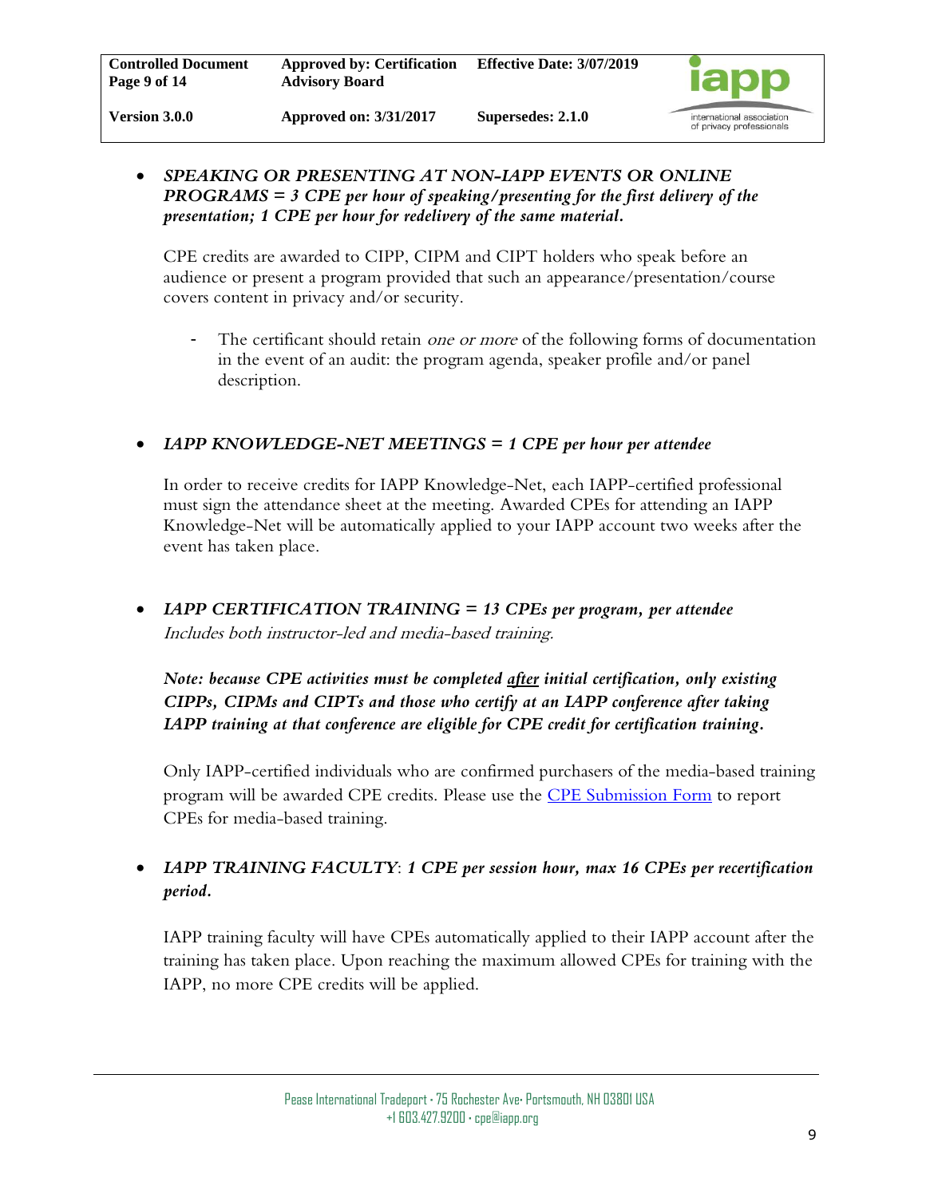- ***SPEAKING OR PRESENTING AT NON-IAPP EVENTS OR ONLINE PROGRAMS = 3 CPE per hour of speaking/presenting for the first delivery of the presentation; 1 CPE per hour for redelivery of the same material.***

  CPE credits are awarded to CIPP, CIPM and CIPT holders who speak before an audience or present a program provided that such an appearance/presentation/course covers content in privacy and/or security.

  - The certificant should retain *one or more* of the following forms of documentation in the event of an audit: the program agenda, speaker profile and/or panel description.

- ***IAPP KNOWLEDGE-NET MEETINGS = 1 CPE per hour per attendee***

  In order to receive credits for IAPP Knowledge-Net, each IAPP-certified professional must sign the attendance sheet at the meeting. Awarded CPEs for attending an IAPP Knowledge-Net will be automatically applied to your IAPP account two weeks after the event has taken place.

- ***IAPP CERTIFICATION TRAINING = 13 CPEs per program, per attendee***
  *Includes both instructor-led and media-based training.*

  ***Note: because CPE activities must be completed <u>after</u> initial certification, only existing CIPPs, CIPMs and CIPTs and those who certify at an IAPP conference after taking IAPP training at that conference are eligible for CPE credit for certification training.***

  Only IAPP-certified individuals who are confirmed purchasers of the media-based training program will be awarded CPE credits. Please use the [CPE Submission Form]() to report CPEs for media-based training.

- ***IAPP TRAINING FACULTY*: *1 CPE per session hour, max 16 CPEs per recertification period.***

  IAPP training faculty will have CPEs automatically applied to their IAPP account after the training has taken place. Upon reaching the maximum allowed CPEs for training with the IAPP, no more CPE credits will be applied.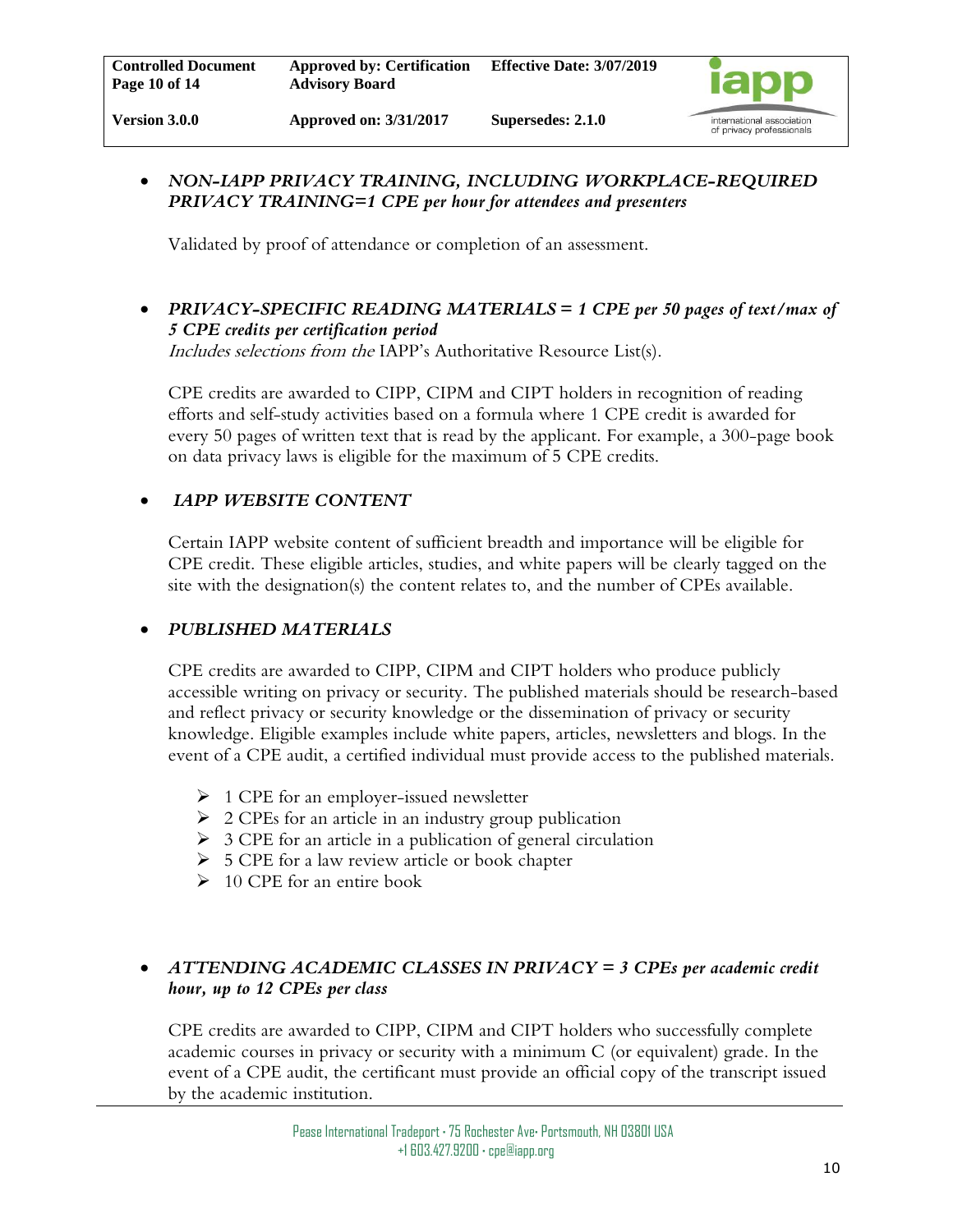- ***NON-IAPP PRIVACY TRAINING, INCLUDING WORKPLACE-REQUIRED PRIVACY TRAINING=1 CPE per hour for attendees and presenters***

  Validated by proof of attendance or completion of an assessment.

- ***PRIVACY-SPECIFIC READING MATERIALS = 1 CPE per 50 pages of text/max of 5 CPE credits per certification period***

  *Includes selections from the* IAPP's Authoritative Resource List(s).

  CPE credits are awarded to CIPP, CIPM and CIPT holders in recognition of reading efforts and self-study activities based on a formula where 1 CPE credit is awarded for every 50 pages of written text that is read by the applicant. For example, a 300-page book on data privacy laws is eligible for the maximum of 5 CPE credits.

- ***IAPP WEBSITE CONTENT***

  Certain IAPP website content of sufficient breadth and importance will be eligible for CPE credit. These eligible articles, studies, and white papers will be clearly tagged on the site with the designation(s) the content relates to, and the number of CPEs available.

- ***PUBLISHED MATERIALS***

  CPE credits are awarded to CIPP, CIPM and CIPT holders who produce publicly accessible writing on privacy or security. The published materials should be research-based and reflect privacy or security knowledge or the dissemination of privacy or security knowledge. Eligible examples include white papers, articles, newsletters and blogs. In the event of a CPE audit, a certified individual must provide access to the published materials.

  - 1 CPE for an employer-issued newsletter
  - 2 CPEs for an article in an industry group publication
  - 3 CPE for an article in a publication of general circulation
  - 5 CPE for a law review article or book chapter
  - 10 CPE for an entire book

- ***ATTENDING ACADEMIC CLASSES IN PRIVACY = 3 CPEs per academic credit hour, up to 12 CPEs per class***

  CPE credits are awarded to CIPP, CIPM and CIPT holders who successfully complete academic courses in privacy or security with a minimum C (or equivalent) grade. In the event of a CPE audit, the certificant must provide an official copy of the transcript issued by the academic institution.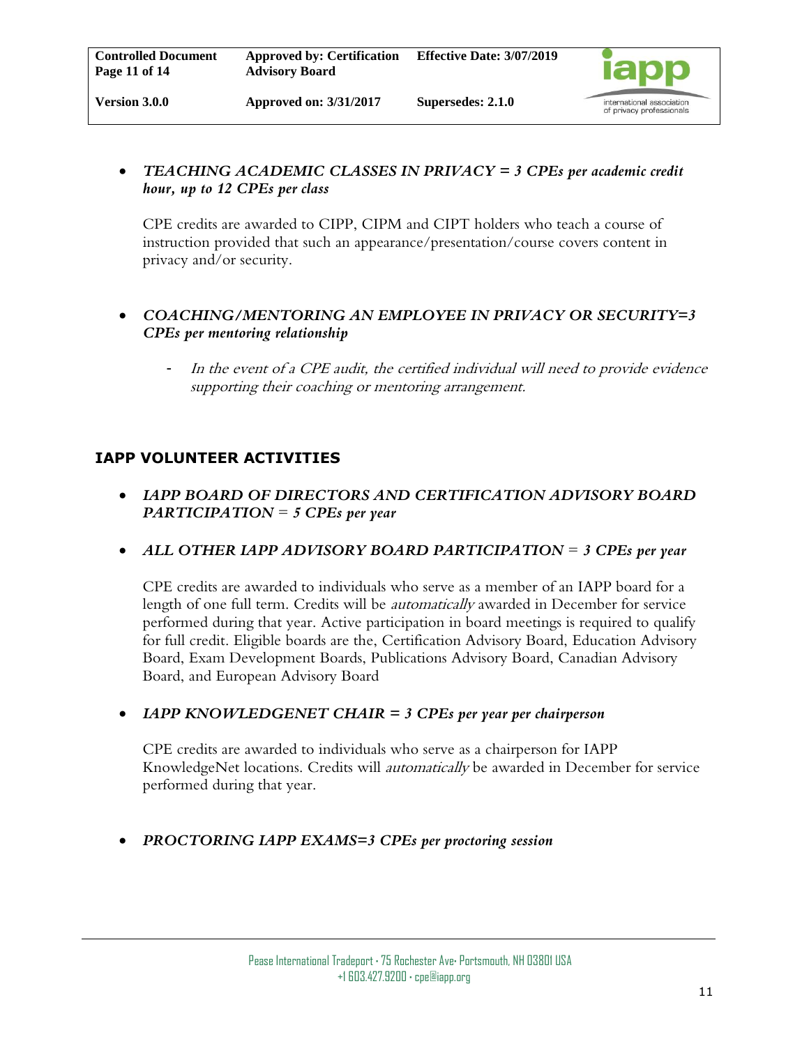- ***TEACHING ACADEMIC CLASSES IN PRIVACY = 3 CPEs per academic credit hour, up to 12 CPEs per class***

  CPE credits are awarded to CIPP, CIPM and CIPT holders who teach a course of instruction provided that such an appearance/presentation/course covers content in privacy and/or security.

- ***COACHING/MENTORING AN EMPLOYEE IN PRIVACY OR SECURITY=3 CPEs per mentoring relationship***

  - *In the event of a CPE audit, the certified individual will need to provide evidence supporting their coaching or mentoring arrangement.*

## IAPP VOLUNTEER ACTIVITIES

- ***IAPP BOARD OF DIRECTORS AND CERTIFICATION ADVISORY BOARD PARTICIPATION = 5 CPEs per year***

- ***ALL OTHER IAPP ADVISORY BOARD PARTICIPATION = 3 CPEs per year***

  CPE credits are awarded to individuals who serve as a member of an IAPP board for a length of one full term. Credits will be *automatically* awarded in December for service performed during that year. Active participation in board meetings is required to qualify for full credit. Eligible boards are the, Certification Advisory Board, Education Advisory Board, Exam Development Boards, Publications Advisory Board, Canadian Advisory Board, and European Advisory Board

- ***IAPP KNOWLEDGENET CHAIR = 3 CPEs per year per chairperson***

  CPE credits are awarded to individuals who serve as a chairperson for IAPP KnowledgeNet locations. Credits will *automatically* be awarded in December for service performed during that year.

- ***PROCTORING IAPP EXAMS=3 CPEs per proctoring session***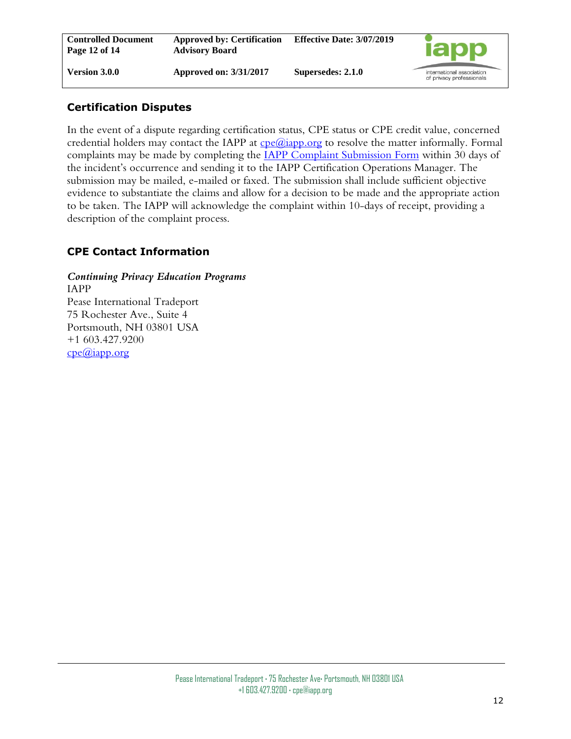## Certification Disputes

In the event of a dispute regarding certification status, CPE status or CPE credit value, concerned credential holders may contact the IAPP at cpe@iapp.org to resolve the matter informally. Formal complaints may be made by completing the IAPP Complaint Submission Form within 30 days of the incident's occurrence and sending it to the IAPP Certification Operations Manager. The submission may be mailed, e-mailed or faxed. The submission shall include sufficient objective evidence to substantiate the claims and allow for a decision to be made and the appropriate action to be taken. The IAPP will acknowledge the complaint within 10-days of receipt, providing a description of the complaint process.

## CPE Contact Information

***Continuing Privacy Education Programs***
IAPP
Pease International Tradeport
75 Rochester Ave., Suite 4
Portsmouth, NH 03801 USA
+1 603.427.9200
cpe@iapp.org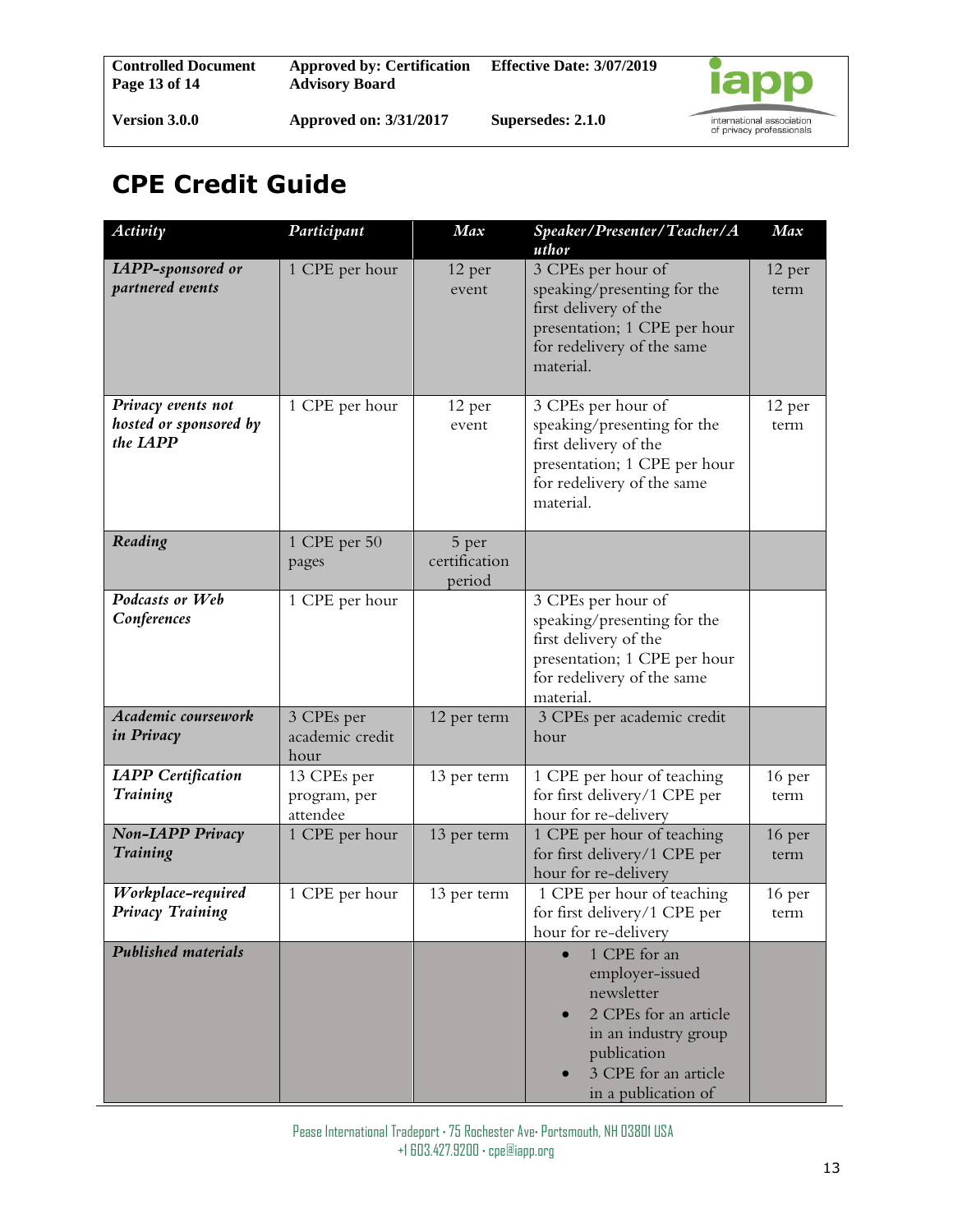## CPE Credit Guide

| *Activity* | *Participant* | *Max* | *Speaker/Presenter/Teacher/Author* | *Max* |
|---|---|---|---|---|
| ***IAPP-sponsored or partnered events*** | 1 CPE per hour | 12 per event | 3 CPEs per hour of speaking/presenting for the first delivery of the presentation; 1 CPE per hour for redelivery of the same material. | 12 per term |
| ***Privacy events not hosted or sponsored by the IAPP*** | 1 CPE per hour | 12 per event | 3 CPEs per hour of speaking/presenting for the first delivery of the presentation; 1 CPE per hour for redelivery of the same material. | 12 per term |
| ***Reading*** | 1 CPE per 50 pages | 5 per certification period | | |
| ***Podcasts or Web Conferences*** | 1 CPE per hour | | 3 CPEs per hour of speaking/presenting for the first delivery of the presentation; 1 CPE per hour for redelivery of the same material. | |
| ***Academic coursework in Privacy*** | 3 CPEs per academic credit hour | 12 per term | 3 CPEs per academic credit hour | |
| ***IAPP Certification Training*** | 13 CPEs per program, per attendee | 13 per term | 1 CPE per hour of teaching for first delivery/1 CPE per hour for re-delivery | 16 per term |
| ***Non-IAPP Privacy Training*** | 1 CPE per hour | 13 per term | 1 CPE per hour of teaching for first delivery/1 CPE per hour for re-delivery | 16 per term |
| ***Workplace-required Privacy Training*** | 1 CPE per hour | 13 per term | 1 CPE per hour of teaching for first delivery/1 CPE per hour for re-delivery | 16 per term |
| ***Published materials*** | | | • 1 CPE for an employer-issued newsletter<br>• 2 CPEs for an article in an industry group publication<br>• 3 CPE for an article in a publication of | |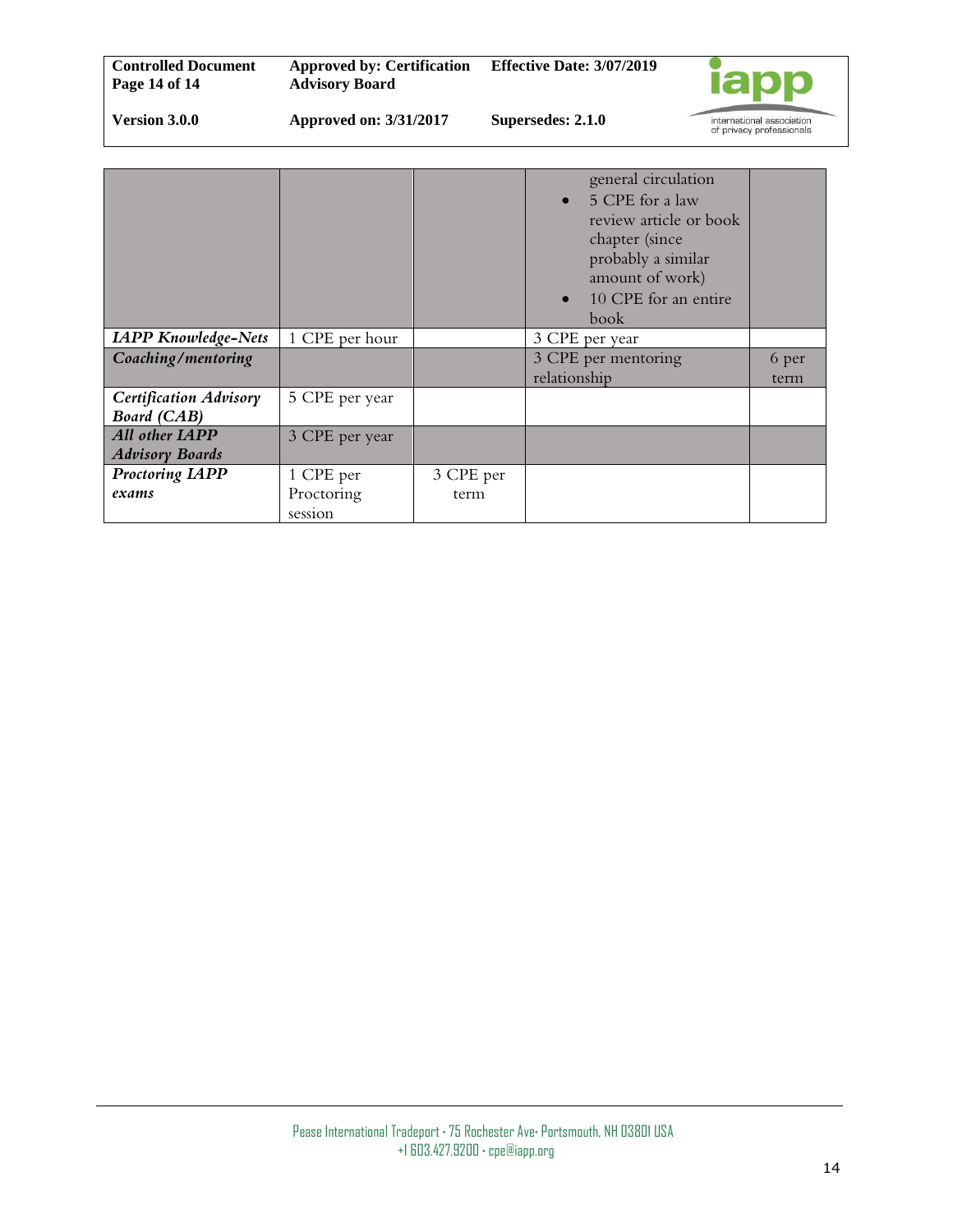| | | | | |
|---|---|---|---|---|
| | | | general circulation<br>• 5 CPE for a law review article or book chapter (since probably a similar amount of work)<br>• 10 CPE for an entire book | |
| ***IAPP Knowledge-Nets*** | 1 CPE per hour | | 3 CPE per year | |
| ***Coaching/mentoring*** | | | 3 CPE per mentoring relationship | 6 per term |
| ***Certification Advisory Board (CAB)*** | 5 CPE per year | | | |
| ***All other IAPP Advisory Boards*** | 3 CPE per year | | | |
| ***Proctoring IAPP exams*** | 1 CPE per Proctoring session | 3 CPE per term | | |